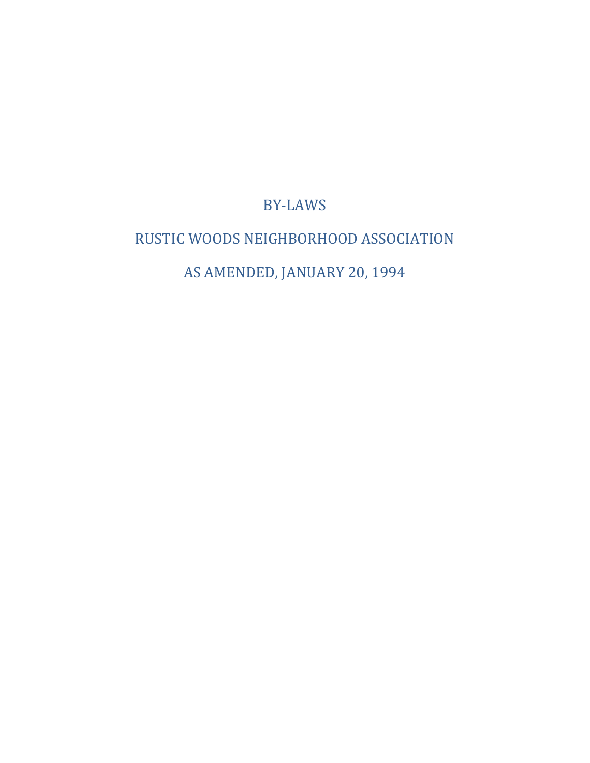# BY-LAWS

# RUSTIC WOODS NEIGHBORHOOD ASSOCIATION

# AS AMENDED, JANUARY 20, 1994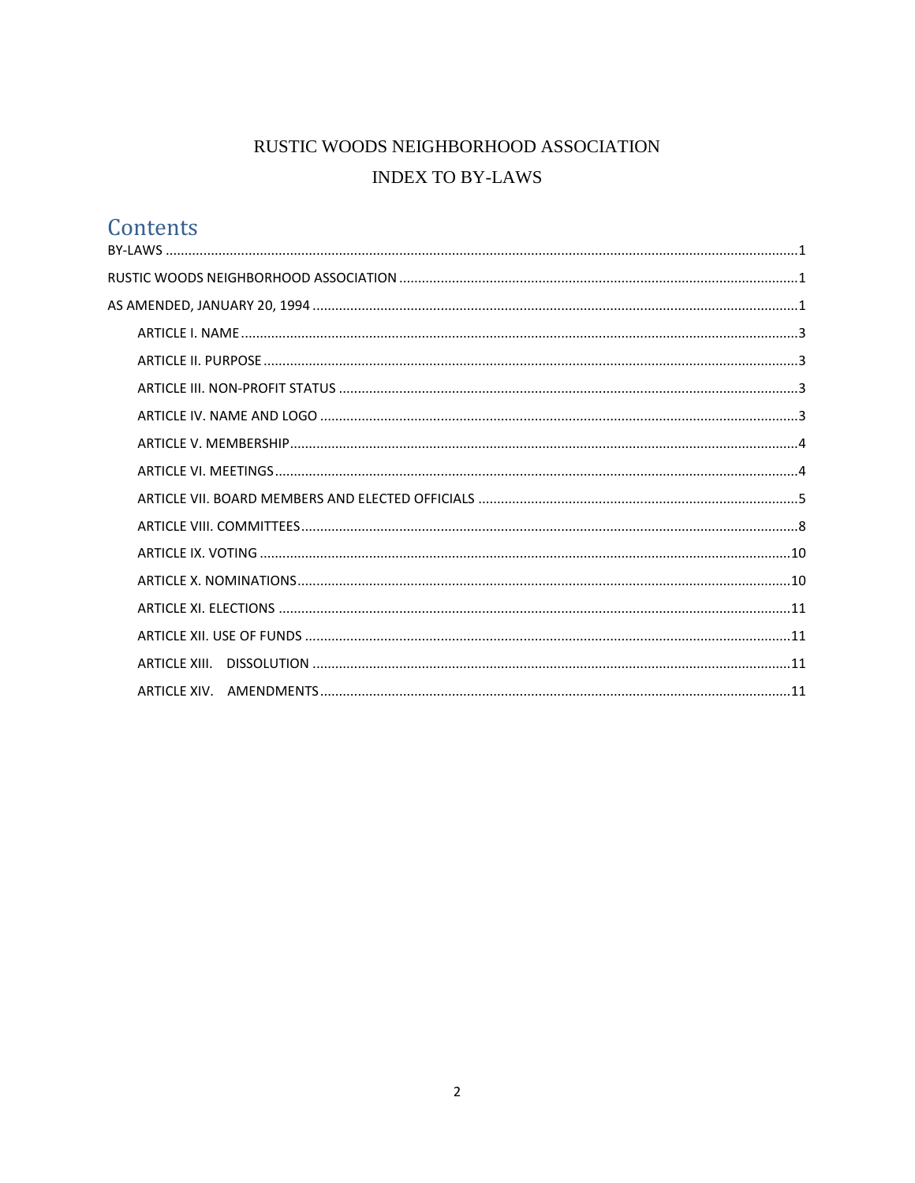RUSTIC WOODS NEIGHBORHOOD ASSOCIATION

INDEX TO BY-LAWS

# Contents

BY-LAWS ........................................................................ 1

RUSTIC WOODS NEIGHBORHOOD ASSOCIATION ........................................ 1

AS AMENDED, JANUARY 20, 1994 .................................................. 1

- ARTICLE I. NAME ................................................................ 3
- ARTICLE II. PURPOSE ............................................................. 3
- ARTICLE III. NON-PROFIT STATUS .................................................. 3
- ARTICLE IV. NAME AND LOGO ....................................................... 3
- ARTICLE V. MEMBERSHIP ........................................................... 4
- ARTICLE VI. MEETINGS ............................................................ 4
- ARTICLE VII. BOARD MEMBERS AND ELECTED OFFICIALS ................................. 5
- ARTICLE VIII. COMMITTEES ........................................................ 8
- ARTICLE IX. VOTING .............................................................. 10
- ARTICLE X. NOMINATIONS .......................................................... 10
- ARTICLE XI. ELECTIONS ........................................................... 11
- ARTICLE XII. USE OF FUNDS ....................................................... 11
- ARTICLE XIII. DISSOLUTION ....................................................... 11
- ARTICLE XIV. AMENDMENTS ......................................................... 11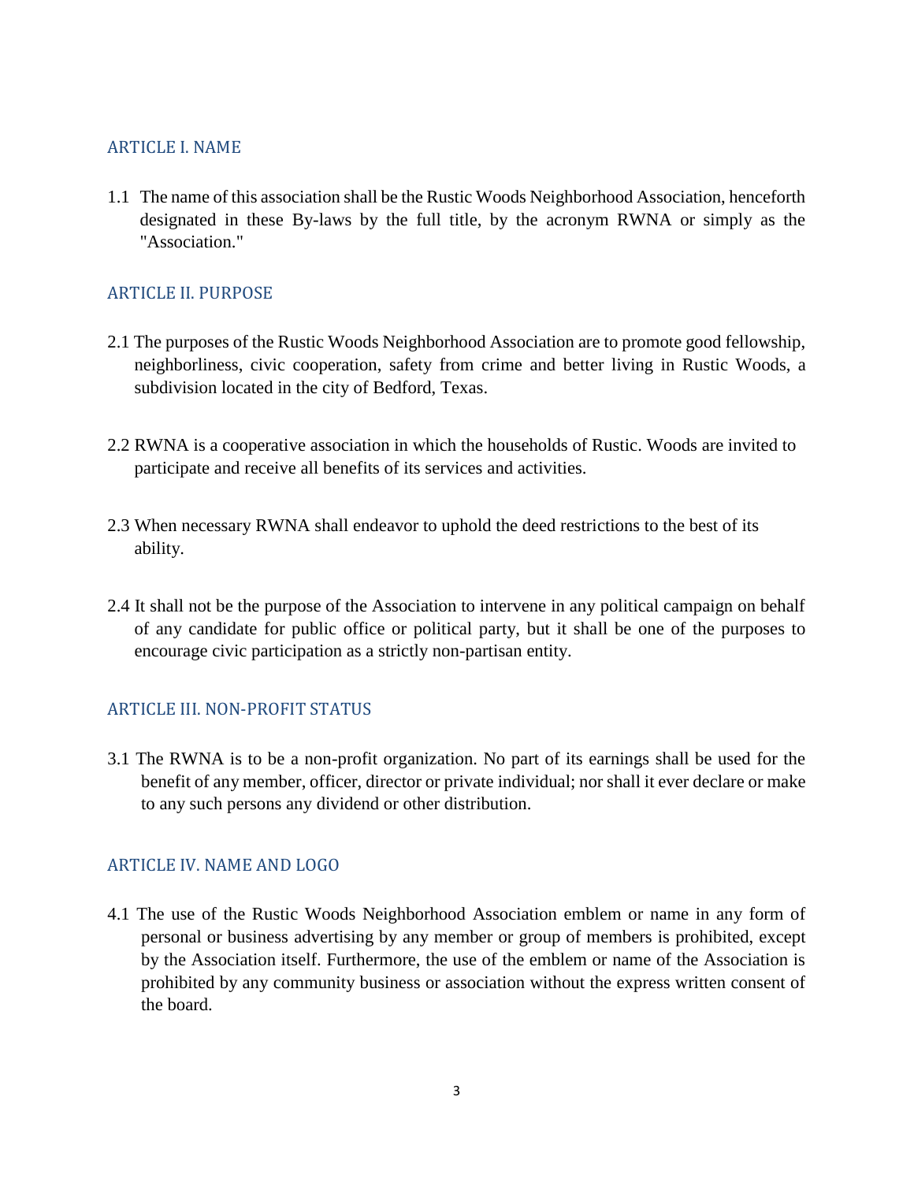## ARTICLE I. NAME

1.1 The name of this association shall be the Rustic Woods Neighborhood Association, henceforth designated in these By-laws by the full title, by the acronym RWNA or simply as the "Association."

## ARTICLE II. PURPOSE

2.1 The purposes of the Rustic Woods Neighborhood Association are to promote good fellowship, neighborliness, civic cooperation, safety from crime and better living in Rustic Woods, a subdivision located in the city of Bedford, Texas.

2.2 RWNA is a cooperative association in which the households of Rustic. Woods are invited to participate and receive all benefits of its services and activities.

2.3 When necessary RWNA shall endeavor to uphold the deed restrictions to the best of its ability.

2.4 It shall not be the purpose of the Association to intervene in any political campaign on behalf of any candidate for public office or political party, but it shall be one of the purposes to encourage civic participation as a strictly non-partisan entity.

## ARTICLE III. NON-PROFIT STATUS

3.1 The RWNA is to be a non-profit organization. No part of its earnings shall be used for the benefit of any member, officer, director or private individual; nor shall it ever declare or make to any such persons any dividend or other distribution.

## ARTICLE IV. NAME AND LOGO

4.1 The use of the Rustic Woods Neighborhood Association emblem or name in any form of personal or business advertising by any member or group of members is prohibited, except by the Association itself. Furthermore, the use of the emblem or name of the Association is prohibited by any community business or association without the express written consent of the board.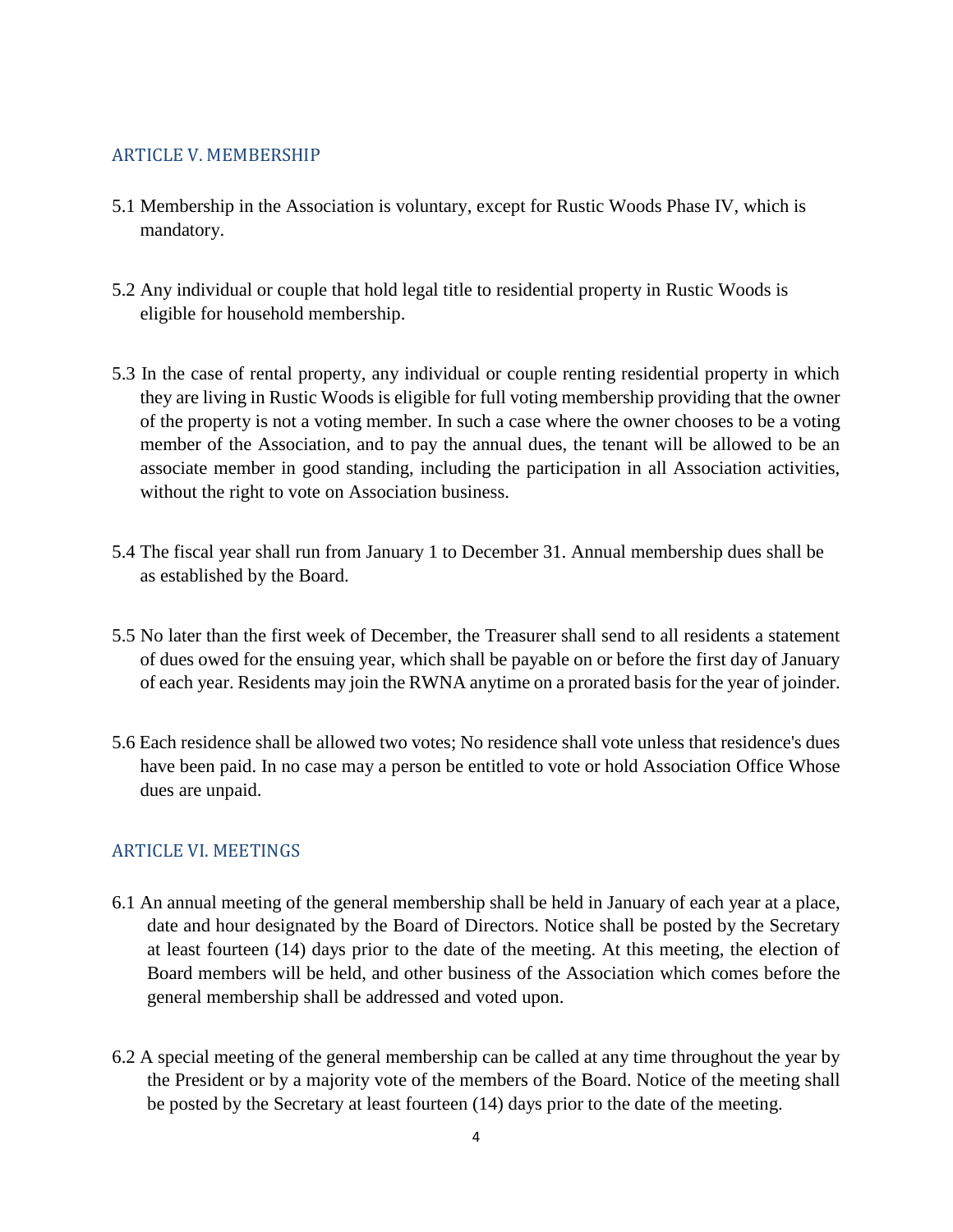## ARTICLE V. MEMBERSHIP

5.1 Membership in the Association is voluntary, except for Rustic Woods Phase IV, which is mandatory.

5.2 Any individual or couple that hold legal title to residential property in Rustic Woods is eligible for household membership.

5.3 In the case of rental property, any individual or couple renting residential property in which they are living in Rustic Woods is eligible for full voting membership providing that the owner of the property is not a voting member. In such a case where the owner chooses to be a voting member of the Association, and to pay the annual dues, the tenant will be allowed to be an associate member in good standing, including the participation in all Association activities, without the right to vote on Association business.

5.4 The fiscal year shall run from January 1 to December 31. Annual membership dues shall be as established by the Board.

5.5 No later than the first week of December, the Treasurer shall send to all residents a statement of dues owed for the ensuing year, which shall be payable on or before the first day of January of each year. Residents may join the RWNA anytime on a prorated basis for the year of joinder.

5.6 Each residence shall be allowed two votes; No residence shall vote unless that residence's dues have been paid. In no case may a person be entitled to vote or hold Association Office Whose dues are unpaid.

## ARTICLE VI. MEETINGS

6.1 An annual meeting of the general membership shall be held in January of each year at a place, date and hour designated by the Board of Directors. Notice shall be posted by the Secretary at least fourteen (14) days prior to the date of the meeting. At this meeting, the election of Board members will be held, and other business of the Association which comes before the general membership shall be addressed and voted upon.

6.2 A special meeting of the general membership can be called at any time throughout the year by the President or by a majority vote of the members of the Board. Notice of the meeting shall be posted by the Secretary at least fourteen (14) days prior to the date of the meeting.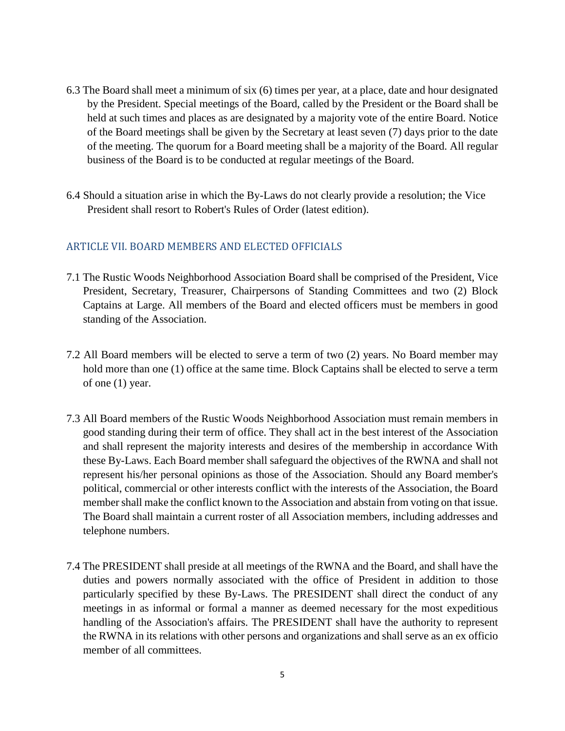6.3 The Board shall meet a minimum of six (6) times per year, at a place, date and hour designated by the President. Special meetings of the Board, called by the President or the Board shall be held at such times and places as are designated by a majority vote of the entire Board. Notice of the Board meetings shall be given by the Secretary at least seven (7) days prior to the date of the meeting. The quorum for a Board meeting shall be a majority of the Board. All regular business of the Board is to be conducted at regular meetings of the Board.

6.4 Should a situation arise in which the By-Laws do not clearly provide a resolution; the Vice President shall resort to Robert's Rules of Order (latest edition).

## ARTICLE VII. BOARD MEMBERS AND ELECTED OFFICIALS

7.1 The Rustic Woods Neighborhood Association Board shall be comprised of the President, Vice President, Secretary, Treasurer, Chairpersons of Standing Committees and two (2) Block Captains at Large. All members of the Board and elected officers must be members in good standing of the Association.

7.2 All Board members will be elected to serve a term of two (2) years. No Board member may hold more than one (1) office at the same time. Block Captains shall be elected to serve a term of one (1) year.

7.3 All Board members of the Rustic Woods Neighborhood Association must remain members in good standing during their term of office. They shall act in the best interest of the Association and shall represent the majority interests and desires of the membership in accordance With these By-Laws. Each Board member shall safeguard the objectives of the RWNA and shall not represent his/her personal opinions as those of the Association. Should any Board member's political, commercial or other interests conflict with the interests of the Association, the Board member shall make the conflict known to the Association and abstain from voting on that issue. The Board shall maintain a current roster of all Association members, including addresses and telephone numbers.

7.4 The PRESIDENT shall preside at all meetings of the RWNA and the Board, and shall have the duties and powers normally associated with the office of President in addition to those particularly specified by these By-Laws. The PRESIDENT shall direct the conduct of any meetings in as informal or formal a manner as deemed necessary for the most expeditious handling of the Association's affairs. The PRESIDENT shall have the authority to represent the RWNA in its relations with other persons and organizations and shall serve as an ex officio member of all committees.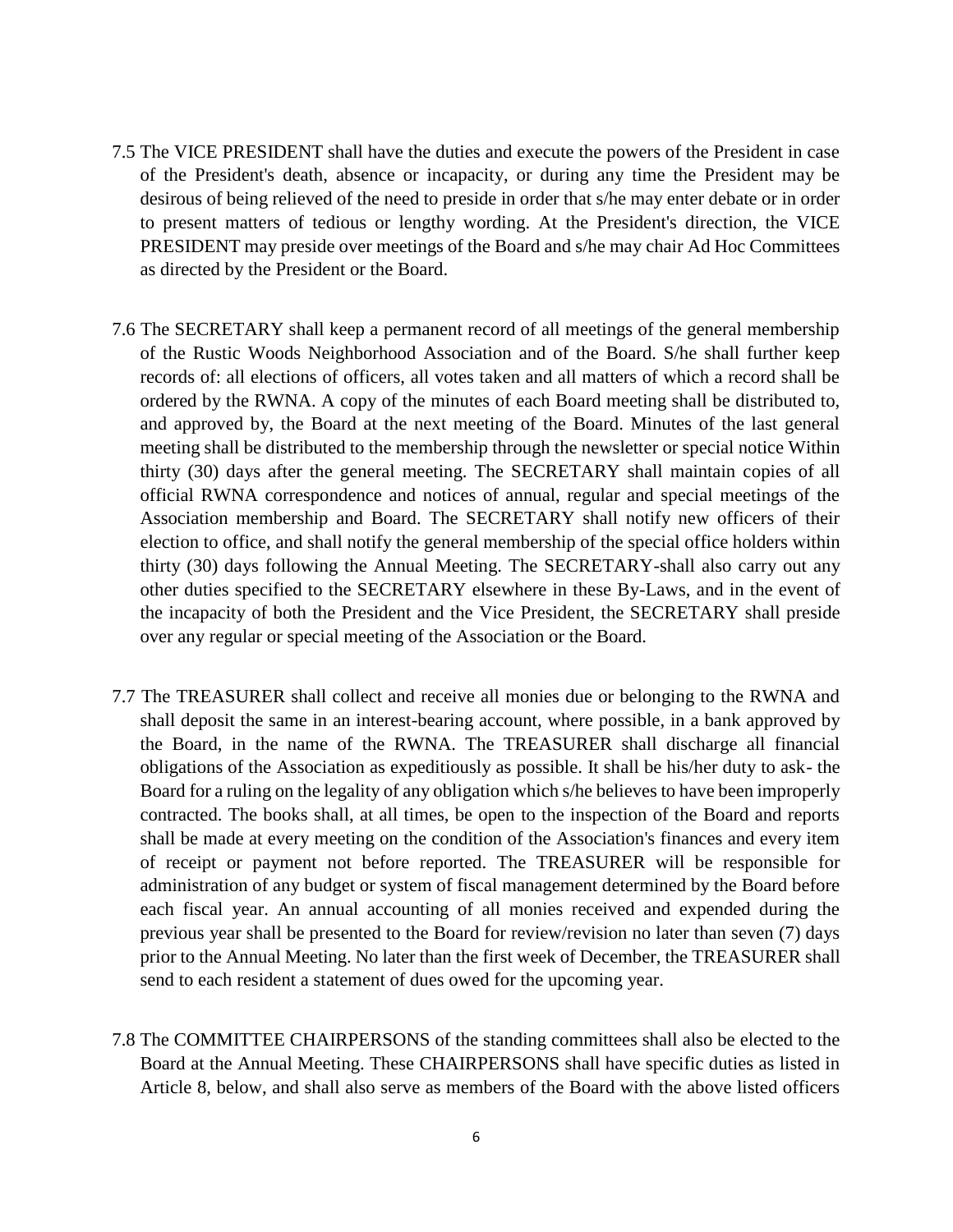7.5 The VICE PRESIDENT shall have the duties and execute the powers of the President in case of the President's death, absence or incapacity, or during any time the President may be desirous of being relieved of the need to preside in order that s/he may enter debate or in order to present matters of tedious or lengthy wording. At the President's direction, the VICE PRESIDENT may preside over meetings of the Board and s/he may chair Ad Hoc Committees as directed by the President or the Board.

7.6 The SECRETARY shall keep a permanent record of all meetings of the general membership of the Rustic Woods Neighborhood Association and of the Board. S/he shall further keep records of: all elections of officers, all votes taken and all matters of which a record shall be ordered by the RWNA. A copy of the minutes of each Board meeting shall be distributed to, and approved by, the Board at the next meeting of the Board. Minutes of the last general meeting shall be distributed to the membership through the newsletter or special notice Within thirty (30) days after the general meeting. The SECRETARY shall maintain copies of all official RWNA correspondence and notices of annual, regular and special meetings of the Association membership and Board. The SECRETARY shall notify new officers of their election to office, and shall notify the general membership of the special office holders within thirty (30) days following the Annual Meeting. The SECRETARY-shall also carry out any other duties specified to the SECRETARY elsewhere in these By-Laws, and in the event of the incapacity of both the President and the Vice President, the SECRETARY shall preside over any regular or special meeting of the Association or the Board.

7.7 The TREASURER shall collect and receive all monies due or belonging to the RWNA and shall deposit the same in an interest-bearing account, where possible, in a bank approved by the Board, in the name of the RWNA. The TREASURER shall discharge all financial obligations of the Association as expeditiously as possible. It shall be his/her duty to ask- the Board for a ruling on the legality of any obligation which s/he believes to have been improperly contracted. The books shall, at all times, be open to the inspection of the Board and reports shall be made at every meeting on the condition of the Association's finances and every item of receipt or payment not before reported. The TREASURER will be responsible for administration of any budget or system of fiscal management determined by the Board before each fiscal year. An annual accounting of all monies received and expended during the previous year shall be presented to the Board for review/revision no later than seven (7) days prior to the Annual Meeting. No later than the first week of December, the TREASURER shall send to each resident a statement of dues owed for the upcoming year.

7.8 The COMMITTEE CHAIRPERSONS of the standing committees shall also be elected to the Board at the Annual Meeting. These CHAIRPERSONS shall have specific duties as listed in Article 8, below, and shall also serve as members of the Board with the above listed officers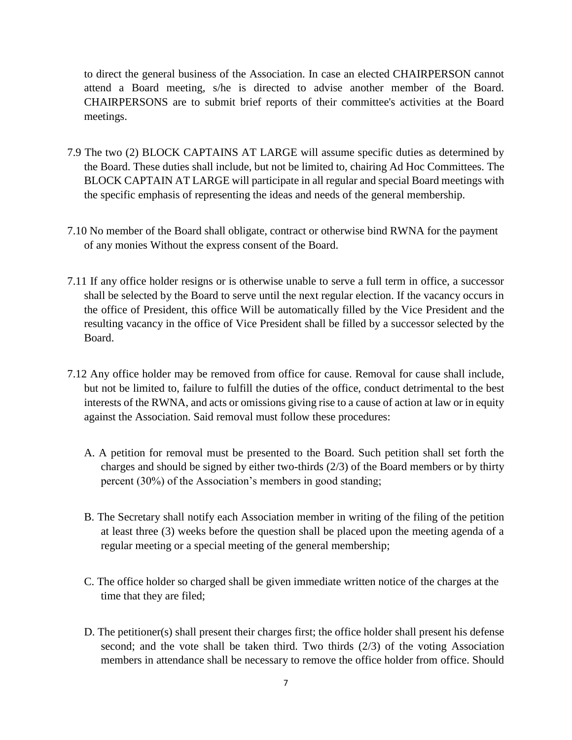to direct the general business of the Association. In case an elected CHAIRPERSON cannot attend a Board meeting, s/he is directed to advise another member of the Board. CHAIRPERSONS are to submit brief reports of their committee's activities at the Board meetings.

7.9 The two (2) BLOCK CAPTAINS AT LARGE will assume specific duties as determined by the Board. These duties shall include, but not be limited to, chairing Ad Hoc Committees. The BLOCK CAPTAIN AT LARGE will participate in all regular and special Board meetings with the specific emphasis of representing the ideas and needs of the general membership.

7.10 No member of the Board shall obligate, contract or otherwise bind RWNA for the payment of any monies Without the express consent of the Board.

7.11 If any office holder resigns or is otherwise unable to serve a full term in office, a successor shall be selected by the Board to serve until the next regular election. If the vacancy occurs in the office of President, this office Will be automatically filled by the Vice President and the resulting vacancy in the office of Vice President shall be filled by a successor selected by the Board.

7.12 Any office holder may be removed from office for cause. Removal for cause shall include, but not be limited to, failure to fulfill the duties of the office, conduct detrimental to the best interests of the RWNA, and acts or omissions giving rise to a cause of action at law or in equity against the Association. Said removal must follow these procedures:

A. A petition for removal must be presented to the Board. Such petition shall set forth the charges and should be signed by either two-thirds (2/3) of the Board members or by thirty percent (30%) of the Association's members in good standing;

B. The Secretary shall notify each Association member in writing of the filing of the petition at least three (3) weeks before the question shall be placed upon the meeting agenda of a regular meeting or a special meeting of the general membership;

C. The office holder so charged shall be given immediate written notice of the charges at the time that they are filed;

D. The petitioner(s) shall present their charges first; the office holder shall present his defense second; and the vote shall be taken third. Two thirds (2/3) of the voting Association members in attendance shall be necessary to remove the office holder from office. Should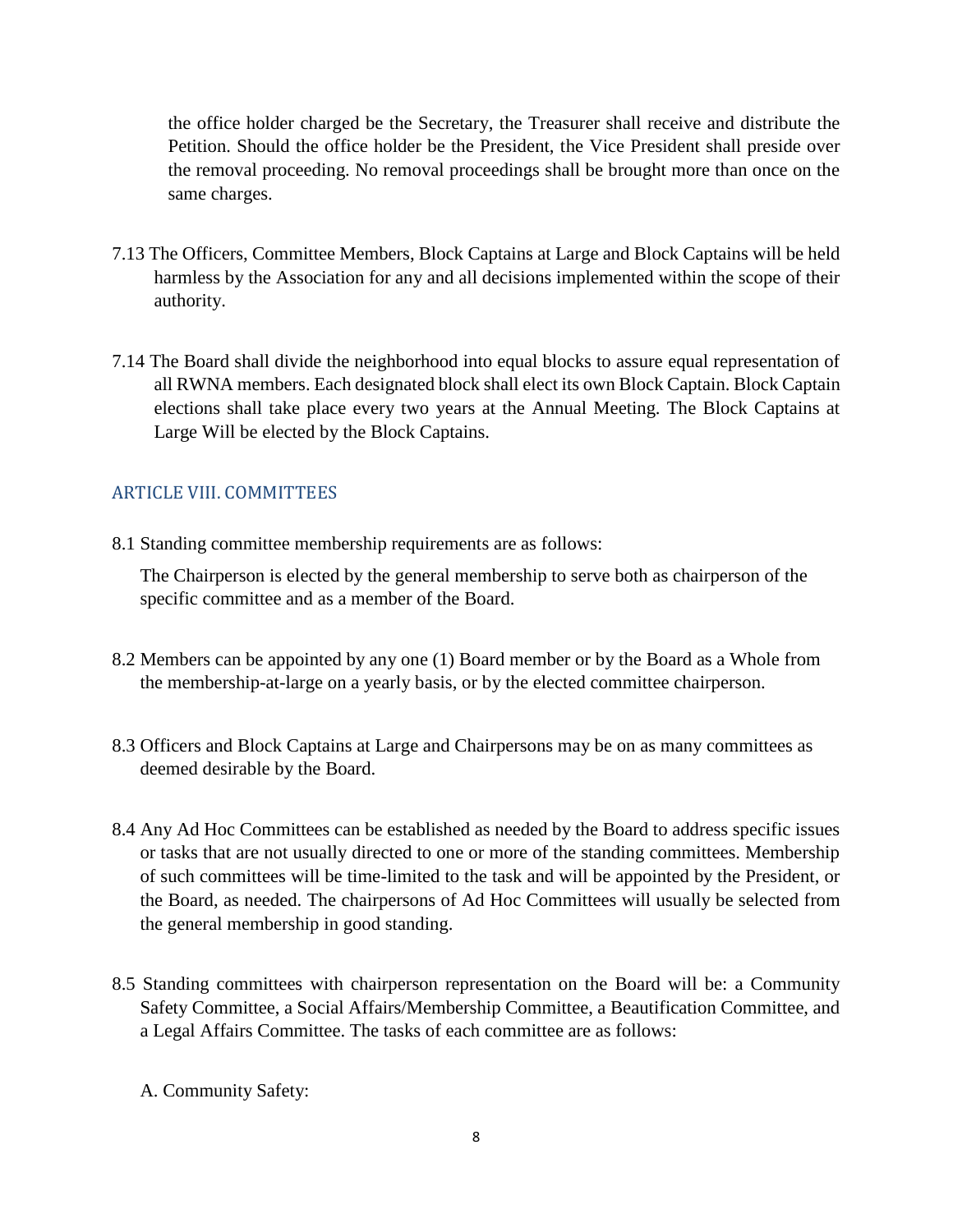the office holder charged be the Secretary, the Treasurer shall receive and distribute the Petition. Should the office holder be the President, the Vice President shall preside over the removal proceeding. No removal proceedings shall be brought more than once on the same charges.

7.13 The Officers, Committee Members, Block Captains at Large and Block Captains will be held harmless by the Association for any and all decisions implemented within the scope of their authority.

7.14 The Board shall divide the neighborhood into equal blocks to assure equal representation of all RWNA members. Each designated block shall elect its own Block Captain. Block Captain elections shall take place every two years at the Annual Meeting. The Block Captains at Large Will be elected by the Block Captains.

## ARTICLE VIII. COMMITTEES

8.1 Standing committee membership requirements are as follows:

The Chairperson is elected by the general membership to serve both as chairperson of the specific committee and as a member of the Board.

8.2 Members can be appointed by any one (1) Board member or by the Board as a Whole from the membership-at-large on a yearly basis, or by the elected committee chairperson.

8.3 Officers and Block Captains at Large and Chairpersons may be on as many committees as deemed desirable by the Board.

8.4 Any Ad Hoc Committees can be established as needed by the Board to address specific issues or tasks that are not usually directed to one or more of the standing committees. Membership of such committees will be time-limited to the task and will be appointed by the President, or the Board, as needed. The chairpersons of Ad Hoc Committees will usually be selected from the general membership in good standing.

8.5 Standing committees with chairperson representation on the Board will be: a Community Safety Committee, a Social Affairs/Membership Committee, a Beautification Committee, and a Legal Affairs Committee. The tasks of each committee are as follows:

A. Community Safety: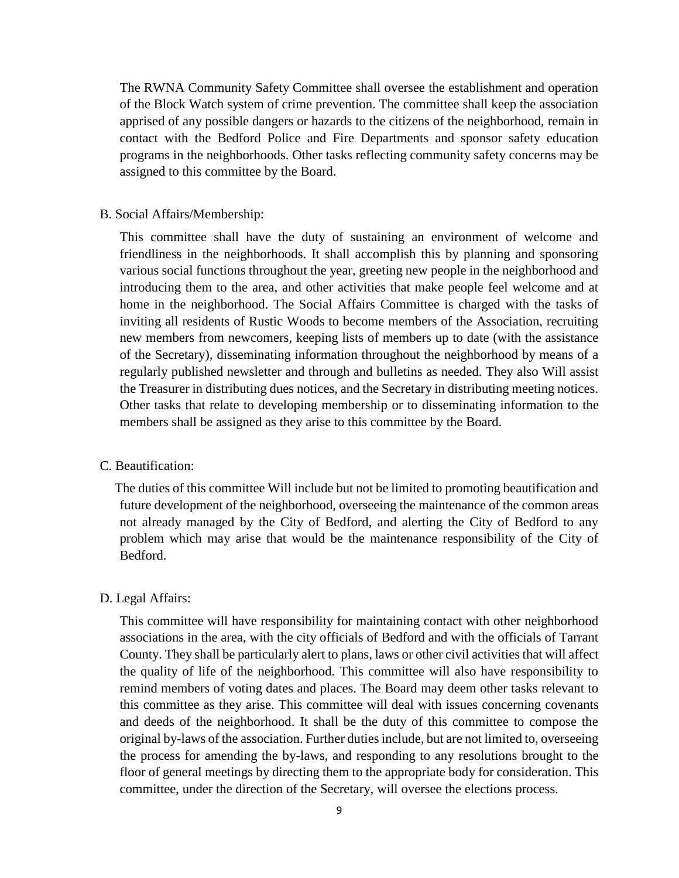The RWNA Community Safety Committee shall oversee the establishment and operation of the Block Watch system of crime prevention. The committee shall keep the association apprised of any possible dangers or hazards to the citizens of the neighborhood, remain in contact with the Bedford Police and Fire Departments and sponsor safety education programs in the neighborhoods. Other tasks reflecting community safety concerns may be assigned to this committee by the Board.

B. Social Affairs/Membership:

This committee shall have the duty of sustaining an environment of welcome and friendliness in the neighborhoods. It shall accomplish this by planning and sponsoring various social functions throughout the year, greeting new people in the neighborhood and introducing them to the area, and other activities that make people feel welcome and at home in the neighborhood. The Social Affairs Committee is charged with the tasks of inviting all residents of Rustic Woods to become members of the Association, recruiting new members from newcomers, keeping lists of members up to date (with the assistance of the Secretary), disseminating information throughout the neighborhood by means of a regularly published newsletter and through and bulletins as needed. They also Will assist the Treasurer in distributing dues notices, and the Secretary in distributing meeting notices. Other tasks that relate to developing membership or to disseminating information to the members shall be assigned as they arise to this committee by the Board.

C. Beautification:

The duties of this committee Will include but not be limited to promoting beautification and future development of the neighborhood, overseeing the maintenance of the common areas not already managed by the City of Bedford, and alerting the City of Bedford to any problem which may arise that would be the maintenance responsibility of the City of Bedford.

D. Legal Affairs:

This committee will have responsibility for maintaining contact with other neighborhood associations in the area, with the city officials of Bedford and with the officials of Tarrant County. They shall be particularly alert to plans, laws or other civil activities that will affect the quality of life of the neighborhood. This committee will also have responsibility to remind members of voting dates and places. The Board may deem other tasks relevant to this committee as they arise. This committee will deal with issues concerning covenants and deeds of the neighborhood. It shall be the duty of this committee to compose the original by-laws of the association. Further duties include, but are not limited to, overseeing the process for amending the by-laws, and responding to any resolutions brought to the floor of general meetings by directing them to the appropriate body for consideration. This committee, under the direction of the Secretary, will oversee the elections process.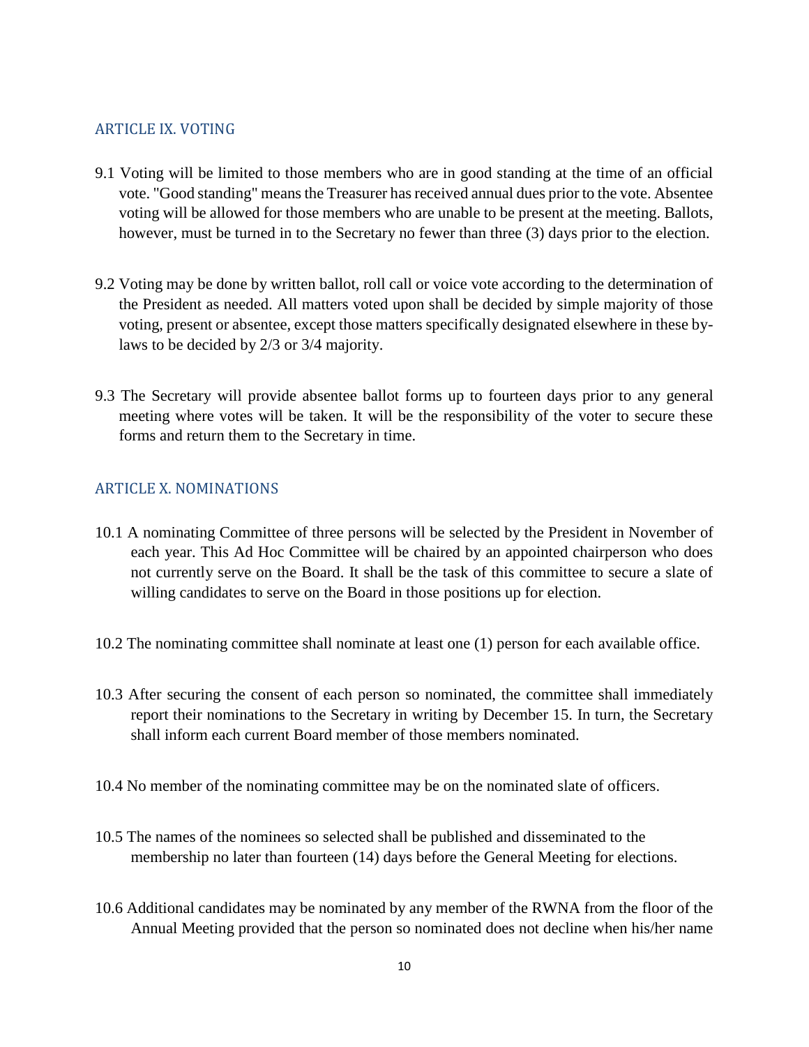## ARTICLE IX. VOTING

9.1 Voting will be limited to those members who are in good standing at the time of an official vote. "Good standing" means the Treasurer has received annual dues prior to the vote. Absentee voting will be allowed for those members who are unable to be present at the meeting. Ballots, however, must be turned in to the Secretary no fewer than three (3) days prior to the election.

9.2 Voting may be done by written ballot, roll call or voice vote according to the determination of the President as needed. All matters voted upon shall be decided by simple majority of those voting, present or absentee, except those matters specifically designated elsewhere in these by-laws to be decided by 2/3 or 3/4 majority.

9.3 The Secretary will provide absentee ballot forms up to fourteen days prior to any general meeting where votes will be taken. It will be the responsibility of the voter to secure these forms and return them to the Secretary in time.

## ARTICLE X. NOMINATIONS

10.1 A nominating Committee of three persons will be selected by the President in November of each year. This Ad Hoc Committee will be chaired by an appointed chairperson who does not currently serve on the Board. It shall be the task of this committee to secure a slate of willing candidates to serve on the Board in those positions up for election.

10.2 The nominating committee shall nominate at least one (1) person for each available office.

10.3 After securing the consent of each person so nominated, the committee shall immediately report their nominations to the Secretary in writing by December 15. In turn, the Secretary shall inform each current Board member of those members nominated.

10.4 No member of the nominating committee may be on the nominated slate of officers.

10.5 The names of the nominees so selected shall be published and disseminated to the membership no later than fourteen (14) days before the General Meeting for elections.

10.6 Additional candidates may be nominated by any member of the RWNA from the floor of the Annual Meeting provided that the person so nominated does not decline when his/her name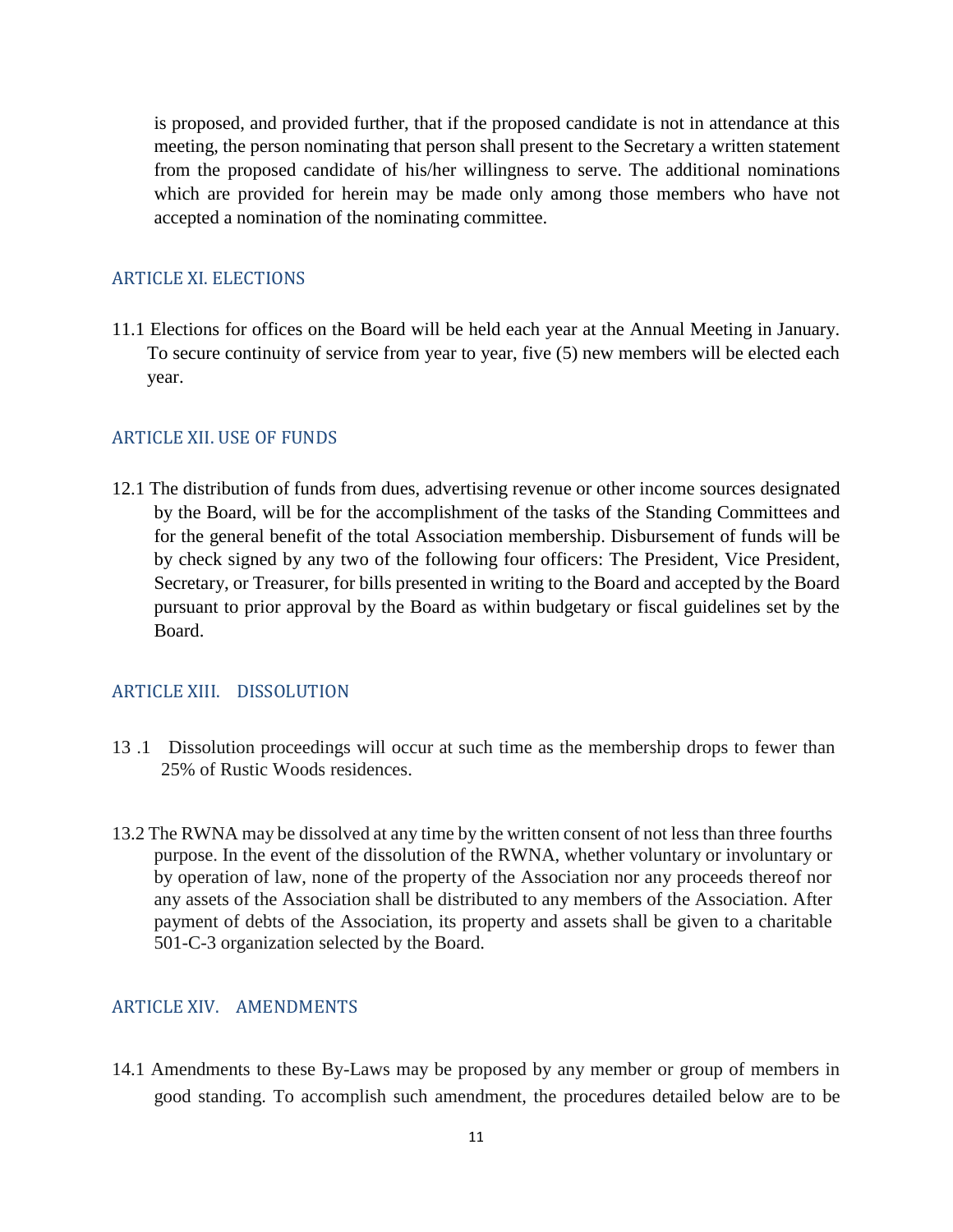is proposed, and provided further, that if the proposed candidate is not in attendance at this meeting, the person nominating that person shall present to the Secretary a written statement from the proposed candidate of his/her willingness to serve. The additional nominations which are provided for herein may be made only among those members who have not accepted a nomination of the nominating committee.

## ARTICLE XI. ELECTIONS

11.1 Elections for offices on the Board will be held each year at the Annual Meeting in January. To secure continuity of service from year to year, five (5) new members will be elected each year.

## ARTICLE XII. USE OF FUNDS

12.1 The distribution of funds from dues, advertising revenue or other income sources designated by the Board, will be for the accomplishment of the tasks of the Standing Committees and for the general benefit of the total Association membership. Disbursement of funds will be by check signed by any two of the following four officers: The President, Vice President, Secretary, or Treasurer, for bills presented in writing to the Board and accepted by the Board pursuant to prior approval by the Board as within budgetary or fiscal guidelines set by the Board.

## ARTICLE XIII. DISSOLUTION

13 .1 Dissolution proceedings will occur at such time as the membership drops to fewer than 25% of Rustic Woods residences.

13.2 The RWNA may be dissolved at any time by the written consent of not less than three fourths purpose. In the event of the dissolution of the RWNA, whether voluntary or involuntary or by operation of law, none of the property of the Association nor any proceeds thereof nor any assets of the Association shall be distributed to any members of the Association. After payment of debts of the Association, its property and assets shall be given to a charitable 501-C-3 organization selected by the Board.

## ARTICLE XIV. AMENDMENTS

14.1 Amendments to these By-Laws may be proposed by any member or group of members in good standing. To accomplish such amendment, the procedures detailed below are to be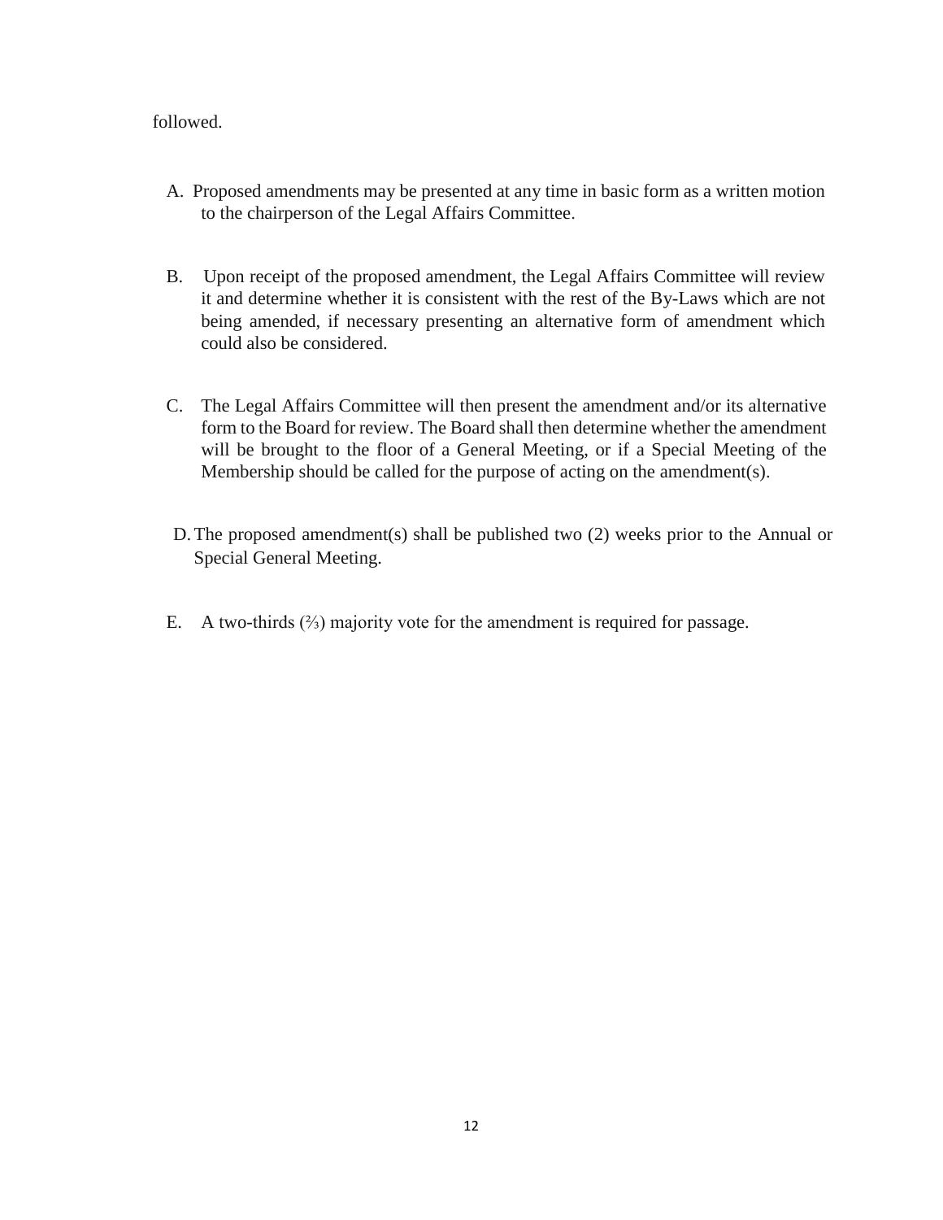followed.

A. Proposed amendments may be presented at any time in basic form as a written motion to the chairperson of the Legal Affairs Committee.

B. Upon receipt of the proposed amendment, the Legal Affairs Committee will review it and determine whether it is consistent with the rest of the By-Laws which are not being amended, if necessary presenting an alternative form of amendment which could also be considered.

C. The Legal Affairs Committee will then present the amendment and/or its alternative form to the Board for review. The Board shall then determine whether the amendment will be brought to the floor of a General Meeting, or if a Special Meeting of the Membership should be called for the purpose of acting on the amendment(s).

D. The proposed amendment(s) shall be published two (2) weeks prior to the Annual or Special General Meeting.

E. A two-thirds (⅔) majority vote for the amendment is required for passage.